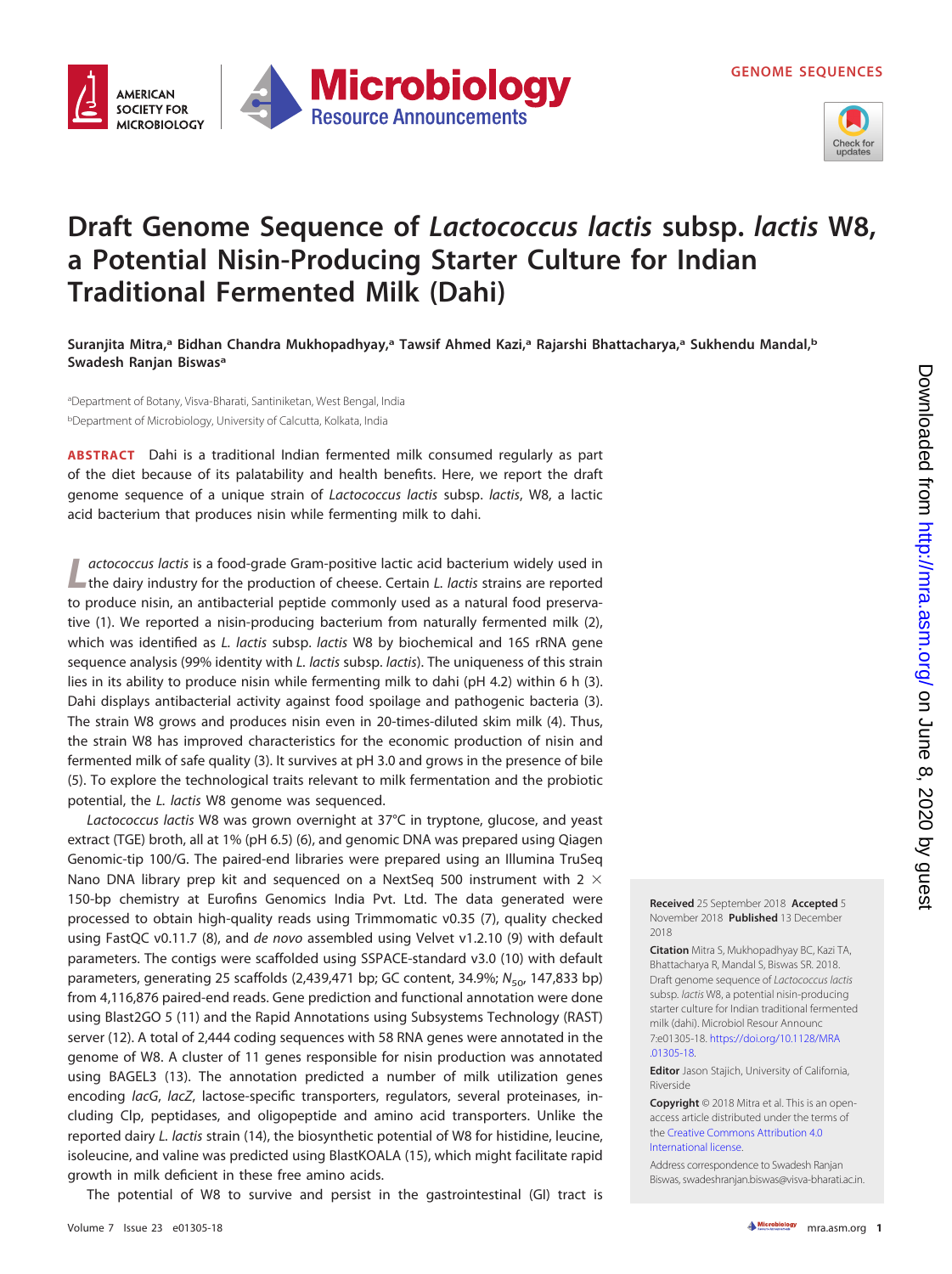GENOME SEQUENCES

# Draft Genome Sequence of *Lactococcus lactis* subsp. *lactis* W8, a Potential Nisin-Producing Starter Culture for Indian Traditional Fermented Milk (Dahi)

**Suranjita Mitra,[a] Bidhan Chandra Mukhopadhyay,[a] Tawsif Ahmed Kazi,[a] Rajarshi Bhattacharya,[a] Sukhendu Mandal,[b] Swadesh Ranjan Biswas[a]**

[a]Department of Botany, Visva-Bharati, Santiniketan, West Bengal, India
[b]Department of Microbiology, University of Calcutta, Kolkata, India

**ABSTRACT** Dahi is a traditional Indian fermented milk consumed regularly as part of the diet because of its palatability and health benefits. Here, we report the draft genome sequence of a unique strain of *Lactococcus lactis* subsp. *lactis*, W8, a lactic acid bacterium that produces nisin while fermenting milk to dahi.

*Lactococcus lactis* is a food-grade Gram-positive lactic acid bacterium widely used in the dairy industry for the production of cheese. Certain *L. lactis* strains are reported to produce nisin, an antibacterial peptide commonly used as a natural food preservative (1). We reported a nisin-producing bacterium from naturally fermented milk (2), which was identified as *L. lactis* subsp. *lactis* W8 by biochemical and 16S rRNA gene sequence analysis (99% identity with *L. lactis* subsp. *lactis*). The uniqueness of this strain lies in its ability to produce nisin while fermenting milk to dahi (pH 4.2) within 6 h (3). Dahi displays antibacterial activity against food spoilage and pathogenic bacteria (3). The strain W8 grows and produces nisin even in 20-times-diluted skim milk (4). Thus, the strain W8 has improved characteristics for the economic production of nisin and fermented milk of safe quality (3). It survives at pH 3.0 and grows in the presence of bile (5). To explore the technological traits relevant to milk fermentation and the probiotic potential, the *L. lactis* W8 genome was sequenced.

*Lactococcus lactis* W8 was grown overnight at 37°C in tryptone, glucose, and yeast extract (TGE) broth, all at 1% (pH 6.5) (6), and genomic DNA was prepared using Qiagen Genomic-tip 100/G. The paired-end libraries were prepared using an Illumina TruSeq Nano DNA library prep kit and sequenced on a NextSeq 500 instrument with 2 × 150-bp chemistry at Eurofins Genomics India Pvt. Ltd. The data generated were processed to obtain high-quality reads using Trimmomatic v0.35 (7), quality checked using FastQC v0.11.7 (8), and *de novo* assembled using Velvet v1.2.10 (9) with default parameters. The contigs were scaffolded using SSPACE-standard v3.0 (10) with default parameters, generating 25 scaffolds (2,439,471 bp; GC content, 34.9%; $N_{50}$, 147,833 bp) from 4,116,876 paired-end reads. Gene prediction and functional annotation were done using Blast2GO 5 (11) and the Rapid Annotations using Subsystems Technology (RAST) server (12). A total of 2,444 coding sequences with 58 RNA genes were annotated in the genome of W8. A cluster of 11 genes responsible for nisin production was annotated using BAGEL3 (13). The annotation predicted a number of milk utilization genes encoding *lacG*, *lacZ*, lactose-specific transporters, regulators, several proteinases, including Clp, peptidases, and oligopeptide and amino acid transporters. Unlike the reported dairy *L. lactis* strain (14), the biosynthetic potential of W8 for histidine, leucine, isoleucine, and valine was predicted using BlastKOALA (15), which might facilitate rapid growth in milk deficient in these free amino acids.

The potential of W8 to survive and persist in the gastrointestinal (GI) tract is

**Received** 25 September 2018 **Accepted** 5 November 2018 **Published** 13 December 2018

**Citation** Mitra S, Mukhopadhyay BC, Kazi TA, Bhattacharya R, Mandal S, Biswas SR. 2018. Draft genome sequence of *Lactococcus lactis* subsp. *lactis* W8, a potential nisin-producing starter culture for Indian traditional fermented milk (dahi). Microbiol Resour Announc 7:e01305-18. https://doi.org/10.1128/MRA.01305-18.

**Editor** Jason Stajich, University of California, Riverside

**Copyright** © 2018 Mitra et al. This is an open-access article distributed under the terms of the Creative Commons Attribution 4.0 International license.

Address correspondence to Swadesh Ranjan Biswas, swadeshranjan.biswas@visva-bharati.ac.in.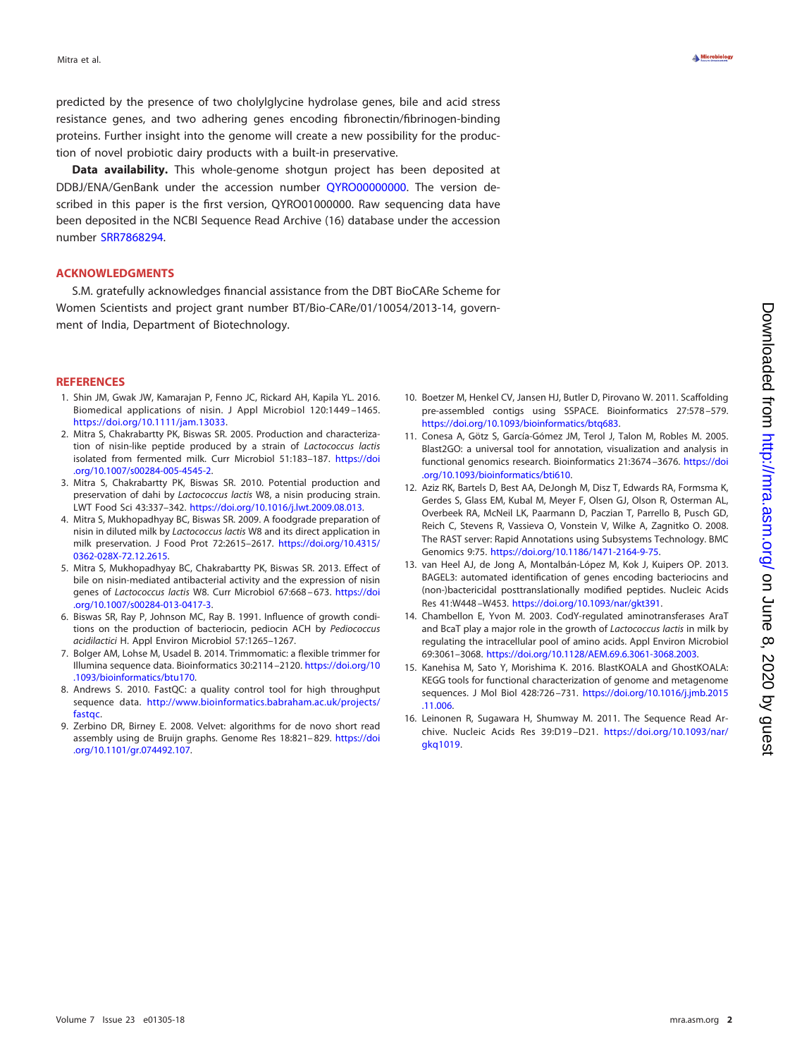predicted by the presence of two cholylglycine hydrolase genes, bile and acid stress resistance genes, and two adhering genes encoding fibronectin/fibrinogen-binding proteins. Further insight into the genome will create a new possibility for the production of novel probiotic dairy products with a built-in preservative.

**Data availability.** This whole-genome shotgun project has been deposited at DDBJ/ENA/GenBank under the accession number QYRO00000000. The version described in this paper is the first version, QYRO01000000. Raw sequencing data have been deposited in the NCBI Sequence Read Archive (16) database under the accession number SRR7868294.

## ACKNOWLEDGMENTS

S.M. gratefully acknowledges financial assistance from the DBT BioCARe Scheme for Women Scientists and project grant number BT/Bio-CARe/01/10054/2013-14, government of India, Department of Biotechnology.

## REFERENCES

1. Shin JM, Gwak JW, Kamarajan P, Fenno JC, Rickard AH, Kapila YL. 2016. Biomedical applications of nisin. J Appl Microbiol 120:1449–1465. https://doi.org/10.1111/jam.13033.
2. Mitra S, Chakrabartty PK, Biswas SR. 2005. Production and characterization of nisin-like peptide produced by a strain of *Lactococcus lactis* isolated from fermented milk. Curr Microbiol 51:183–187. https://doi.org/10.1007/s00284-005-4545-2.
3. Mitra S, Chakrabartty PK, Biswas SR. 2010. Potential production and preservation of dahi by *Lactococcus lactis* W8, a nisin producing strain. LWT Food Sci 43:337–342. https://doi.org/10.1016/j.lwt.2009.08.013.
4. Mitra S, Mukhopadhyay BC, Biswas SR. 2009. A foodgrade preparation of nisin in diluted milk by *Lactococcus lactis* W8 and its direct application in milk preservation. J Food Prot 72:2615–2617. https://doi.org/10.4315/0362-028X-72.12.2615.
5. Mitra S, Mukhopadhyay BC, Chakrabartty PK, Biswas SR. 2013. Effect of bile on nisin-mediated antibacterial activity and the expression of nisin genes of *Lactococcus lactis* W8. Curr Microbiol 67:668–673. https://doi.org/10.1007/s00284-013-0417-3.
6. Biswas SR, Ray P, Johnson MC, Ray B. 1991. Influence of growth conditions on the production of bacteriocin, pediocin ACH by *Pediococcus acidilactici* H. Appl Environ Microbiol 57:1265–1267.
7. Bolger AM, Lohse M, Usadel B. 2014. Trimmomatic: a flexible trimmer for Illumina sequence data. Bioinformatics 30:2114–2120. https://doi.org/10.1093/bioinformatics/btu170.
8. Andrews S. 2010. FastQC: a quality control tool for high throughput sequence data. http://www.bioinformatics.babraham.ac.uk/projects/fastqc.
9. Zerbino DR, Birney E. 2008. Velvet: algorithms for de novo short read assembly using de Bruijn graphs. Genome Res 18:821–829. https://doi.org/10.1101/gr.074492.107.
10. Boetzer M, Henkel CV, Jansen HJ, Butler D, Pirovano W. 2011. Scaffolding pre-assembled contigs using SSPACE. Bioinformatics 27:578–579. https://doi.org/10.1093/bioinformatics/btq683.
11. Conesa A, Götz S, García-Gómez JM, Terol J, Talon M, Robles M. 2005. Blast2GO: a universal tool for annotation, visualization and analysis in functional genomics research. Bioinformatics 21:3674–3676. https://doi.org/10.1093/bioinformatics/bti610.
12. Aziz RK, Bartels D, Best AA, DeJongh M, Disz T, Edwards RA, Formsma K, Gerdes S, Glass EM, Kubal M, Meyer F, Olsen GJ, Olson R, Osterman AL, Overbeek RA, McNeil LK, Paarmann D, Paczian T, Parrello B, Pusch GD, Reich C, Stevens R, Vassieva O, Vonstein V, Wilke A, Zagnitko O. 2008. The RAST server: Rapid Annotations using Subsystems Technology. BMC Genomics 9:75. https://doi.org/10.1186/1471-2164-9-75.
13. van Heel AJ, de Jong A, Montalbán-López M, Kok J, Kuipers OP. 2013. BAGEL3: automated identification of genes encoding bacteriocins and (non-)bactericidal posttranslationally modified peptides. Nucleic Acids Res 41:W448–W453. https://doi.org/10.1093/nar/gkt391.
14. Chambellon E, Yvon M. 2003. CodY-regulated aminotransferases AraT and BcaT play a major role in the growth of *Lactococcus lactis* in milk by regulating the intracellular pool of amino acids. Appl Environ Microbiol 69:3061–3068. https://doi.org/10.1128/AEM.69.6.3061-3068.2003.
15. Kanehisa M, Sato Y, Morishima K. 2016. BlastKOALA and GhostKOALA: KEGG tools for functional characterization of genome and metagenome sequences. J Mol Biol 428:726–731. https://doi.org/10.1016/j.jmb.2015.11.006.
16. Leinonen R, Sugawara H, Shumway M. 2011. The Sequence Read Archive. Nucleic Acids Res 39:D19–D21. https://doi.org/10.1093/nar/gkq1019.